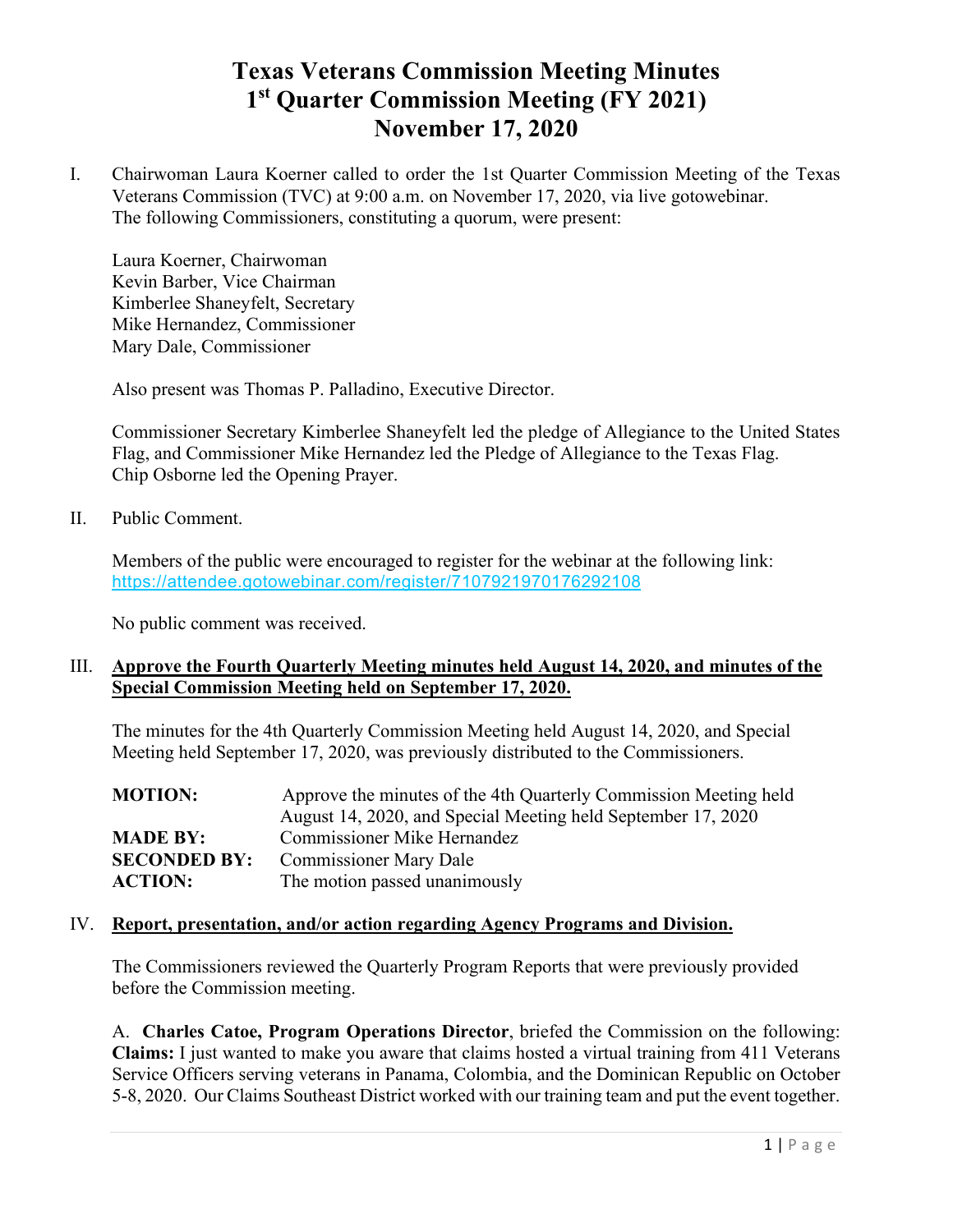# Texas Veterans Commission Meeting Minutes
# 1st Quarter Commission Meeting (FY 2021)
# November 17, 2020

I. Chairwoman Laura Koerner called to order the 1st Quarter Commission Meeting of the Texas Veterans Commission (TVC) at 9:00 a.m. on November 17, 2020, via live gotowebinar. The following Commissioners, constituting a quorum, were present:

Laura Koerner, Chairwoman
Kevin Barber, Vice Chairman
Kimberlee Shaneyfelt, Secretary
Mike Hernandez, Commissioner
Mary Dale, Commissioner

Also present was Thomas P. Palladino, Executive Director.

Commissioner Secretary Kimberlee Shaneyfelt led the pledge of Allegiance to the United States Flag, and Commissioner Mike Hernandez led the Pledge of Allegiance to the Texas Flag. Chip Osborne led the Opening Prayer.

II. Public Comment.

Members of the public were encouraged to register for the webinar at the following link: https://attendee.gotowebinar.com/register/7107921970176292108

No public comment was received.

III. **Approve the Fourth Quarterly Meeting minutes held August 14, 2020, and minutes of the Special Commission Meeting held on September 17, 2020.**

The minutes for the 4th Quarterly Commission Meeting held August 14, 2020, and Special Meeting held September 17, 2020, was previously distributed to the Commissioners.

| | |
|---|---|
| **MOTION:** | Approve the minutes of the 4th Quarterly Commission Meeting held August 14, 2020, and Special Meeting held September 17, 2020 |
| **MADE BY:** | Commissioner Mike Hernandez |
| **SECONDED BY:** | Commissioner Mary Dale |
| **ACTION:** | The motion passed unanimously |

IV. **Report, presentation, and/or action regarding Agency Programs and Division.**

The Commissioners reviewed the Quarterly Program Reports that were previously provided before the Commission meeting.

A. **Charles Catoe, Program Operations Director**, briefed the Commission on the following: **Claims:** I just wanted to make you aware that claims hosted a virtual training from 411 Veterans Service Officers serving veterans in Panama, Colombia, and the Dominican Republic on October 5-8, 2020. Our Claims Southeast District worked with our training team and put the event together.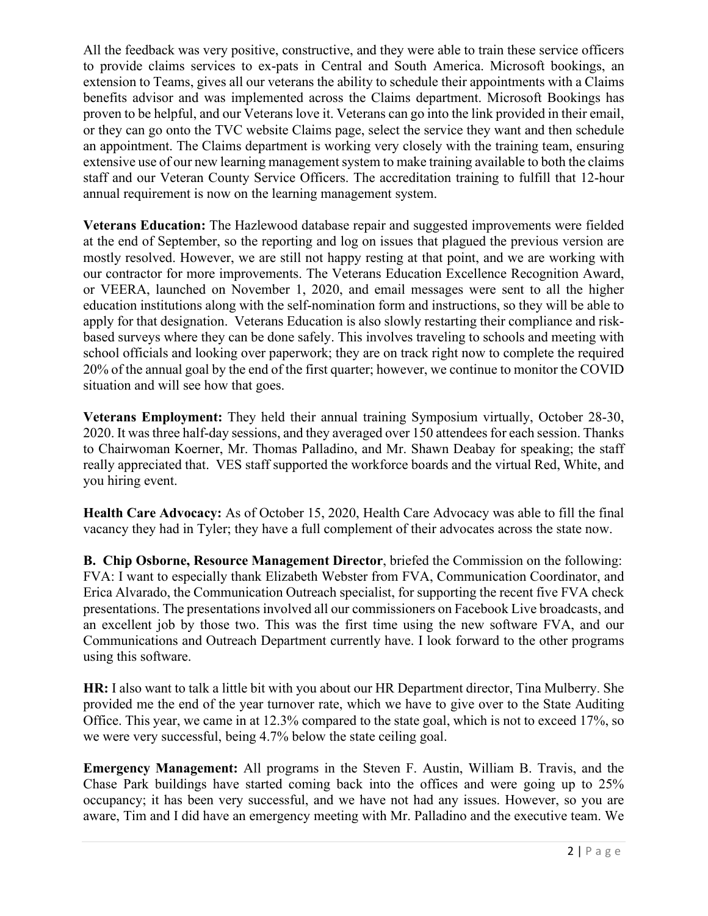All the feedback was very positive, constructive, and they were able to train these service officers to provide claims services to ex-pats in Central and South America. Microsoft bookings, an extension to Teams, gives all our veterans the ability to schedule their appointments with a Claims benefits advisor and was implemented across the Claims department. Microsoft Bookings has proven to be helpful, and our Veterans love it. Veterans can go into the link provided in their email, or they can go onto the TVC website Claims page, select the service they want and then schedule an appointment. The Claims department is working very closely with the training team, ensuring extensive use of our new learning management system to make training available to both the claims staff and our Veteran County Service Officers. The accreditation training to fulfill that 12-hour annual requirement is now on the learning management system.

**Veterans Education:** The Hazlewood database repair and suggested improvements were fielded at the end of September, so the reporting and log on issues that plagued the previous version are mostly resolved. However, we are still not happy resting at that point, and we are working with our contractor for more improvements. The Veterans Education Excellence Recognition Award, or VEERA, launched on November 1, 2020, and email messages were sent to all the higher education institutions along with the self-nomination form and instructions, so they will be able to apply for that designation. Veterans Education is also slowly restarting their compliance and risk-based surveys where they can be done safely. This involves traveling to schools and meeting with school officials and looking over paperwork; they are on track right now to complete the required 20% of the annual goal by the end of the first quarter; however, we continue to monitor the COVID situation and will see how that goes.

**Veterans Employment:** They held their annual training Symposium virtually, October 28-30, 2020. It was three half-day sessions, and they averaged over 150 attendees for each session. Thanks to Chairwoman Koerner, Mr. Thomas Palladino, and Mr. Shawn Deabay for speaking; the staff really appreciated that. VES staff supported the workforce boards and the virtual Red, White, and you hiring event.

**Health Care Advocacy:** As of October 15, 2020, Health Care Advocacy was able to fill the final vacancy they had in Tyler; they have a full complement of their advocates across the state now.

**B. Chip Osborne, Resource Management Director**, briefed the Commission on the following: FVA: I want to especially thank Elizabeth Webster from FVA, Communication Coordinator, and Erica Alvarado, the Communication Outreach specialist, for supporting the recent five FVA check presentations. The presentations involved all our commissioners on Facebook Live broadcasts, and an excellent job by those two. This was the first time using the new software FVA, and our Communications and Outreach Department currently have. I look forward to the other programs using this software.

**HR:** I also want to talk a little bit with you about our HR Department director, Tina Mulberry. She provided me the end of the year turnover rate, which we have to give over to the State Auditing Office. This year, we came in at 12.3% compared to the state goal, which is not to exceed 17%, so we were very successful, being 4.7% below the state ceiling goal.

**Emergency Management:** All programs in the Steven F. Austin, William B. Travis, and the Chase Park buildings have started coming back into the offices and were going up to 25% occupancy; it has been very successful, and we have not had any issues. However, so you are aware, Tim and I did have an emergency meeting with Mr. Palladino and the executive team. We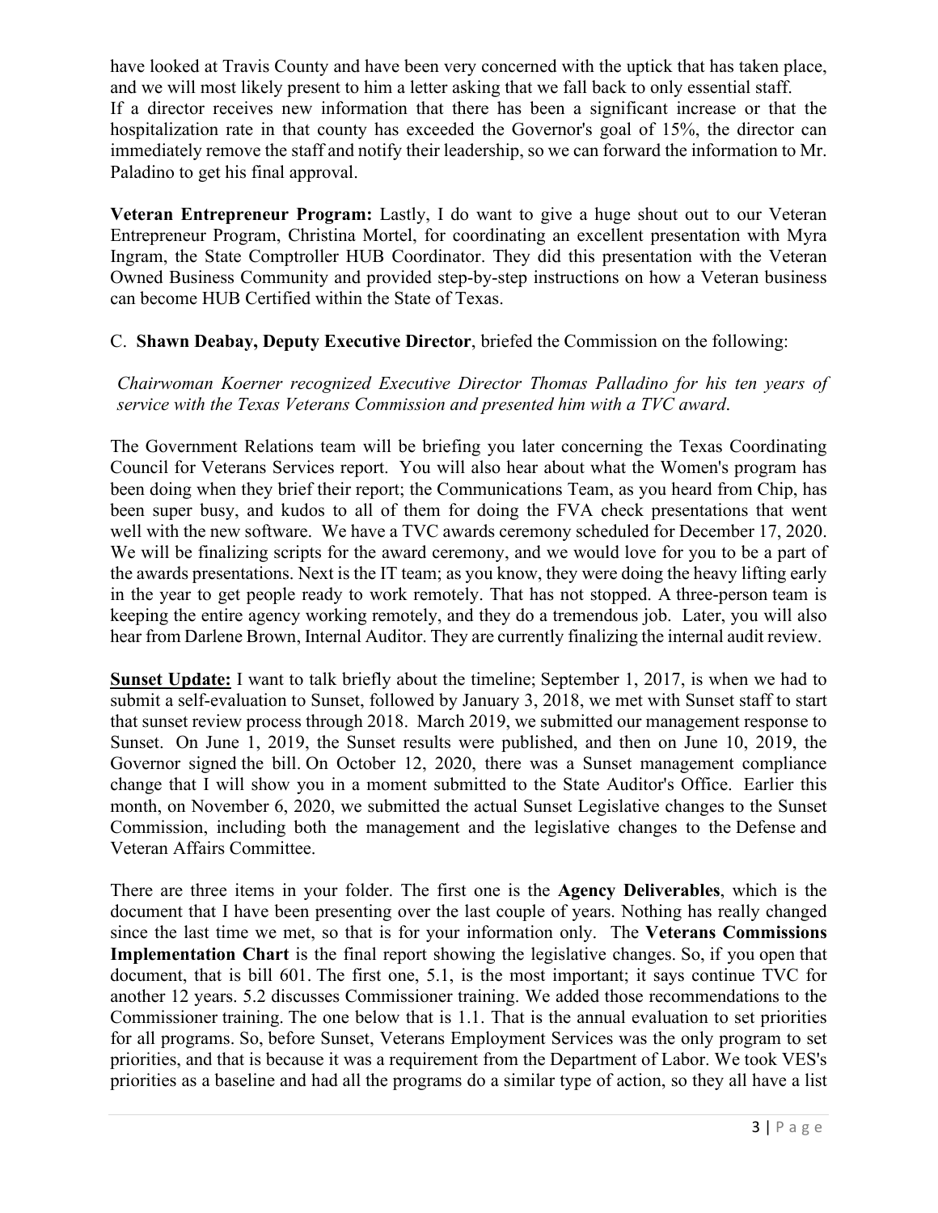have looked at Travis County and have been very concerned with the uptick that has taken place, and we will most likely present to him a letter asking that we fall back to only essential staff. If a director receives new information that there has been a significant increase or that the hospitalization rate in that county has exceeded the Governor's goal of 15%, the director can immediately remove the staff and notify their leadership, so we can forward the information to Mr. Paladino to get his final approval.

**Veteran Entrepreneur Program:** Lastly, I do want to give a huge shout out to our Veteran Entrepreneur Program, Christina Mortel, for coordinating an excellent presentation with Myra Ingram, the State Comptroller HUB Coordinator. They did this presentation with the Veteran Owned Business Community and provided step-by-step instructions on how a Veteran business can become HUB Certified within the State of Texas.

C. **Shawn Deabay, Deputy Executive Director**, briefed the Commission on the following:

*Chairwoman Koerner recognized Executive Director Thomas Palladino for his ten years of service with the Texas Veterans Commission and presented him with a TVC award.*

The Government Relations team will be briefing you later concerning the Texas Coordinating Council for Veterans Services report. You will also hear about what the Women's program has been doing when they brief their report; the Communications Team, as you heard from Chip, has been super busy, and kudos to all of them for doing the FVA check presentations that went well with the new software. We have a TVC awards ceremony scheduled for December 17, 2020. We will be finalizing scripts for the award ceremony, and we would love for you to be a part of the awards presentations. Next is the IT team; as you know, they were doing the heavy lifting early in the year to get people ready to work remotely. That has not stopped. A three-person team is keeping the entire agency working remotely, and they do a tremendous job. Later, you will also hear from Darlene Brown, Internal Auditor. They are currently finalizing the internal audit review.

**Sunset Update:** I want to talk briefly about the timeline; September 1, 2017, is when we had to submit a self-evaluation to Sunset, followed by January 3, 2018, we met with Sunset staff to start that sunset review process through 2018. March 2019, we submitted our management response to Sunset. On June 1, 2019, the Sunset results were published, and then on June 10, 2019, the Governor signed the bill. On October 12, 2020, there was a Sunset management compliance change that I will show you in a moment submitted to the State Auditor's Office. Earlier this month, on November 6, 2020, we submitted the actual Sunset Legislative changes to the Sunset Commission, including both the management and the legislative changes to the Defense and Veteran Affairs Committee.

There are three items in your folder. The first one is the **Agency Deliverables**, which is the document that I have been presenting over the last couple of years. Nothing has really changed since the last time we met, so that is for your information only. The **Veterans Commissions Implementation Chart** is the final report showing the legislative changes. So, if you open that document, that is bill 601. The first one, 5.1, is the most important; it says continue TVC for another 12 years. 5.2 discusses Commissioner training. We added those recommendations to the Commissioner training. The one below that is 1.1. That is the annual evaluation to set priorities for all programs. So, before Sunset, Veterans Employment Services was the only program to set priorities, and that is because it was a requirement from the Department of Labor. We took VES's priorities as a baseline and had all the programs do a similar type of action, so they all have a list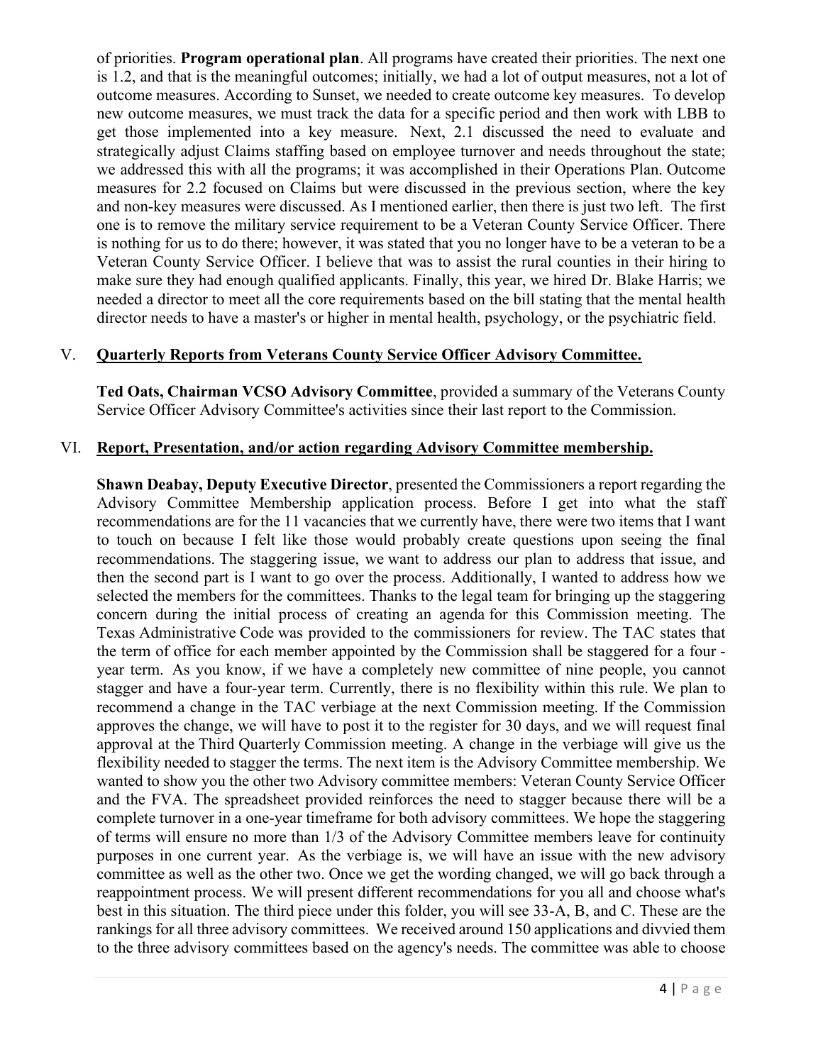of priorities. **Program operational plan**. All programs have created their priorities. The next one is 1.2, and that is the meaningful outcomes; initially, we had a lot of output measures, not a lot of outcome measures. According to Sunset, we needed to create outcome key measures. To develop new outcome measures, we must track the data for a specific period and then work with LBB to get those implemented into a key measure. Next, 2.1 discussed the need to evaluate and strategically adjust Claims staffing based on employee turnover and needs throughout the state; we addressed this with all the programs; it was accomplished in their Operations Plan. Outcome measures for 2.2 focused on Claims but were discussed in the previous section, where the key and non-key measures were discussed. As I mentioned earlier, then there is just two left. The first one is to remove the military service requirement to be a Veteran County Service Officer. There is nothing for us to do there; however, it was stated that you no longer have to be a veteran to be a Veteran County Service Officer. I believe that was to assist the rural counties in their hiring to make sure they had enough qualified applicants. Finally, this year, we hired Dr. Blake Harris; we needed a director to meet all the core requirements based on the bill stating that the mental health director needs to have a master's or higher in mental health, psychology, or the psychiatric field.

## V. Quarterly Reports from Veterans County Service Officer Advisory Committee.

**Ted Oats, Chairman VCSO Advisory Committee**, provided a summary of the Veterans County Service Officer Advisory Committee's activities since their last report to the Commission.

## VI. Report, Presentation, and/or action regarding Advisory Committee membership.

**Shawn Deabay, Deputy Executive Director**, presented the Commissioners a report regarding the Advisory Committee Membership application process. Before I get into what the staff recommendations are for the 11 vacancies that we currently have, there were two items that I want to touch on because I felt like those would probably create questions upon seeing the final recommendations. The staggering issue, we want to address our plan to address that issue, and then the second part is I want to go over the process. Additionally, I wanted to address how we selected the members for the committees. Thanks to the legal team for bringing up the staggering concern during the initial process of creating an agenda for this Commission meeting. The Texas Administrative Code was provided to the commissioners for review. The TAC states that the term of office for each member appointed by the Commission shall be staggered for a four - year term. As you know, if we have a completely new committee of nine people, you cannot stagger and have a four-year term. Currently, there is no flexibility within this rule. We plan to recommend a change in the TAC verbiage at the next Commission meeting. If the Commission approves the change, we will have to post it to the register for 30 days, and we will request final approval at the Third Quarterly Commission meeting. A change in the verbiage will give us the flexibility needed to stagger the terms. The next item is the Advisory Committee membership. We wanted to show you the other two Advisory committee members: Veteran County Service Officer and the FVA. The spreadsheet provided reinforces the need to stagger because there will be a complete turnover in a one-year timeframe for both advisory committees. We hope the staggering of terms will ensure no more than 1/3 of the Advisory Committee members leave for continuity purposes in one current year. As the verbiage is, we will have an issue with the new advisory committee as well as the other two. Once we get the wording changed, we will go back through a reappointment process. We will present different recommendations for you all and choose what's best in this situation. The third piece under this folder, you will see 33-A, B, and C. These are the rankings for all three advisory committees. We received around 150 applications and divvied them to the three advisory committees based on the agency's needs. The committee was able to choose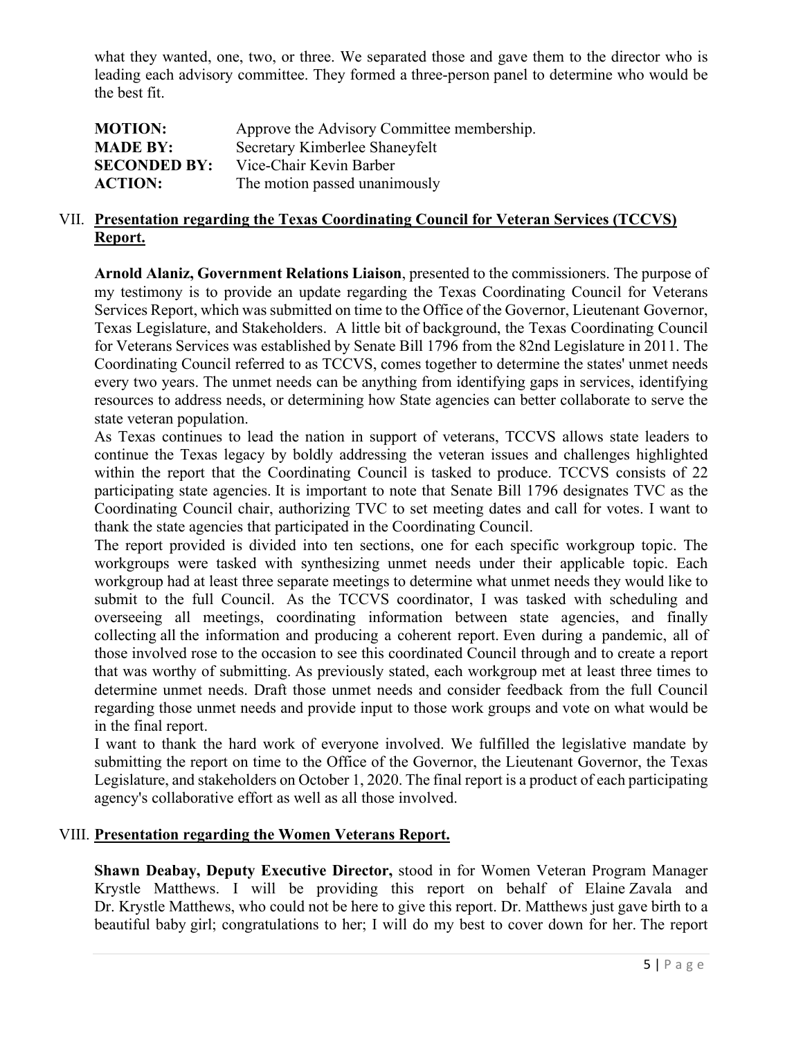what they wanted, one, two, or three. We separated those and gave them to the director who is leading each advisory committee. They formed a three-person panel to determine who would be the best fit.

| | |
|---|---|
| **MOTION:** | Approve the Advisory Committee membership. |
| **MADE BY:** | Secretary Kimberlee Shaneyfelt |
| **SECONDED BY:** | Vice-Chair Kevin Barber |
| **ACTION:** | The motion passed unanimously |

## VII. Presentation regarding the Texas Coordinating Council for Veteran Services (TCCVS) Report.

**Arnold Alaniz, Government Relations Liaison**, presented to the commissioners. The purpose of my testimony is to provide an update regarding the Texas Coordinating Council for Veterans Services Report, which was submitted on time to the Office of the Governor, Lieutenant Governor, Texas Legislature, and Stakeholders. A little bit of background, the Texas Coordinating Council for Veterans Services was established by Senate Bill 1796 from the 82nd Legislature in 2011. The Coordinating Council referred to as TCCVS, comes together to determine the states' unmet needs every two years. The unmet needs can be anything from identifying gaps in services, identifying resources to address needs, or determining how State agencies can better collaborate to serve the state veteran population.

As Texas continues to lead the nation in support of veterans, TCCVS allows state leaders to continue the Texas legacy by boldly addressing the veteran issues and challenges highlighted within the report that the Coordinating Council is tasked to produce. TCCVS consists of 22 participating state agencies. It is important to note that Senate Bill 1796 designates TVC as the Coordinating Council chair, authorizing TVC to set meeting dates and call for votes. I want to thank the state agencies that participated in the Coordinating Council.

The report provided is divided into ten sections, one for each specific workgroup topic. The workgroups were tasked with synthesizing unmet needs under their applicable topic. Each workgroup had at least three separate meetings to determine what unmet needs they would like to submit to the full Council. As the TCCVS coordinator, I was tasked with scheduling and overseeing all meetings, coordinating information between state agencies, and finally collecting all the information and producing a coherent report. Even during a pandemic, all of those involved rose to the occasion to see this coordinated Council through and to create a report that was worthy of submitting. As previously stated, each workgroup met at least three times to determine unmet needs. Draft those unmet needs and consider feedback from the full Council regarding those unmet needs and provide input to those work groups and vote on what would be in the final report.

I want to thank the hard work of everyone involved. We fulfilled the legislative mandate by submitting the report on time to the Office of the Governor, the Lieutenant Governor, the Texas Legislature, and stakeholders on October 1, 2020. The final report is a product of each participating agency's collaborative effort as well as all those involved.

## VIII. Presentation regarding the Women Veterans Report.

**Shawn Deabay, Deputy Executive Director,** stood in for Women Veteran Program Manager Krystle Matthews. I will be providing this report on behalf of Elaine Zavala and Dr. Krystle Matthews, who could not be here to give this report. Dr. Matthews just gave birth to a beautiful baby girl; congratulations to her; I will do my best to cover down for her. The report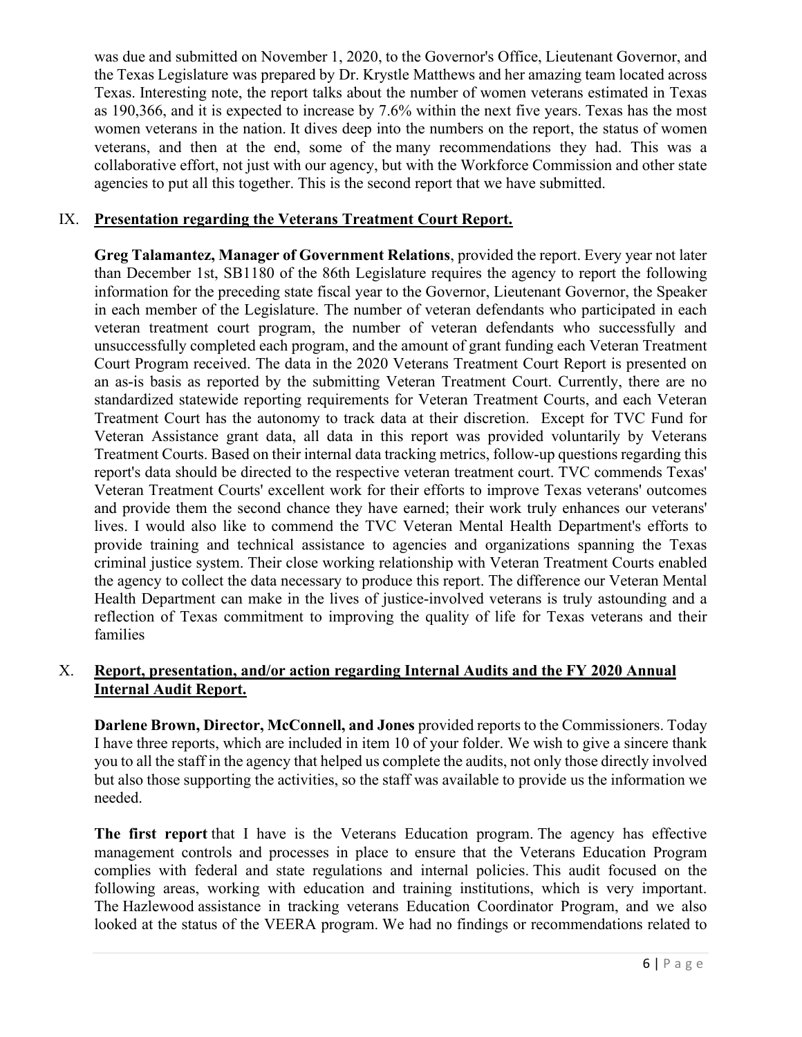was due and submitted on November 1, 2020, to the Governor's Office, Lieutenant Governor, and the Texas Legislature was prepared by Dr. Krystle Matthews and her amazing team located across Texas. Interesting note, the report talks about the number of women veterans estimated in Texas as 190,366, and it is expected to increase by 7.6% within the next five years. Texas has the most women veterans in the nation. It dives deep into the numbers on the report, the status of women veterans, and then at the end, some of the many recommendations they had. This was a collaborative effort, not just with our agency, but with the Workforce Commission and other state agencies to put all this together. This is the second report that we have submitted.

## IX. Presentation regarding the Veterans Treatment Court Report.

**Greg Talamantez, Manager of Government Relations**, provided the report. Every year not later than December 1st, SB1180 of the 86th Legislature requires the agency to report the following information for the preceding state fiscal year to the Governor, Lieutenant Governor, the Speaker in each member of the Legislature. The number of veteran defendants who participated in each veteran treatment court program, the number of veteran defendants who successfully and unsuccessfully completed each program, and the amount of grant funding each Veteran Treatment Court Program received. The data in the 2020 Veterans Treatment Court Report is presented on an as-is basis as reported by the submitting Veteran Treatment Court. Currently, there are no standardized statewide reporting requirements for Veteran Treatment Courts, and each Veteran Treatment Court has the autonomy to track data at their discretion. Except for TVC Fund for Veteran Assistance grant data, all data in this report was provided voluntarily by Veterans Treatment Courts. Based on their internal data tracking metrics, follow-up questions regarding this report's data should be directed to the respective veteran treatment court. TVC commends Texas' Veteran Treatment Courts' excellent work for their efforts to improve Texas veterans' outcomes and provide them the second chance they have earned; their work truly enhances our veterans' lives. I would also like to commend the TVC Veteran Mental Health Department's efforts to provide training and technical assistance to agencies and organizations spanning the Texas criminal justice system. Their close working relationship with Veteran Treatment Courts enabled the agency to collect the data necessary to produce this report. The difference our Veteran Mental Health Department can make in the lives of justice-involved veterans is truly astounding and a reflection of Texas commitment to improving the quality of life for Texas veterans and their families

## X. Report, presentation, and/or action regarding Internal Audits and the FY 2020 Annual Internal Audit Report.

**Darlene Brown, Director, McConnell, and Jones** provided reports to the Commissioners. Today I have three reports, which are included in item 10 of your folder. We wish to give a sincere thank you to all the staff in the agency that helped us complete the audits, not only those directly involved but also those supporting the activities, so the staff was available to provide us the information we needed.

**The first report** that I have is the Veterans Education program. The agency has effective management controls and processes in place to ensure that the Veterans Education Program complies with federal and state regulations and internal policies. This audit focused on the following areas, working with education and training institutions, which is very important. The Hazlewood assistance in tracking veterans Education Coordinator Program, and we also looked at the status of the VEERA program. We had no findings or recommendations related to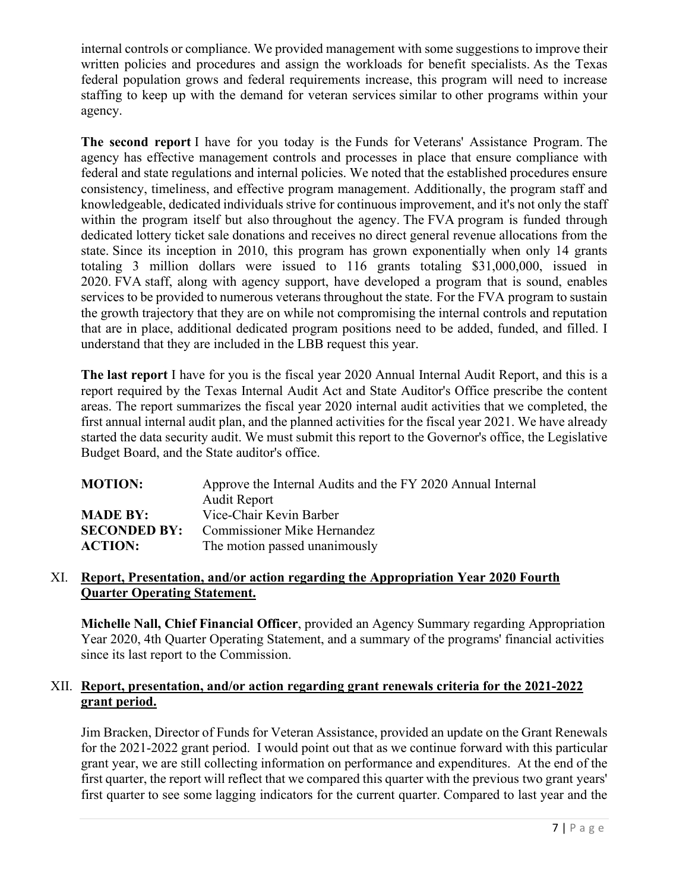internal controls or compliance. We provided management with some suggestions to improve their written policies and procedures and assign the workloads for benefit specialists. As the Texas federal population grows and federal requirements increase, this program will need to increase staffing to keep up with the demand for veteran services similar to other programs within your agency.

**The second report** I have for you today is the Funds for Veterans' Assistance Program. The agency has effective management controls and processes in place that ensure compliance with federal and state regulations and internal policies. We noted that the established procedures ensure consistency, timeliness, and effective program management. Additionally, the program staff and knowledgeable, dedicated individuals strive for continuous improvement, and it's not only the staff within the program itself but also throughout the agency. The FVA program is funded through dedicated lottery ticket sale donations and receives no direct general revenue allocations from the state. Since its inception in 2010, this program has grown exponentially when only 14 grants totaling 3 million dollars were issued to 116 grants totaling $31,000,000, issued in 2020. FVA staff, along with agency support, have developed a program that is sound, enables services to be provided to numerous veterans throughout the state. For the FVA program to sustain the growth trajectory that they are on while not compromising the internal controls and reputation that are in place, additional dedicated program positions need to be added, funded, and filled. I understand that they are included in the LBB request this year.

**The last report** I have for you is the fiscal year 2020 Annual Internal Audit Report, and this is a report required by the Texas Internal Audit Act and State Auditor's Office prescribe the content areas. The report summarizes the fiscal year 2020 internal audit activities that we completed, the first annual internal audit plan, and the planned activities for the fiscal year 2021. We have already started the data security audit. We must submit this report to the Governor's office, the Legislative Budget Board, and the State auditor's office.

| | |
|---|---|
| **MOTION:** | Approve the Internal Audits and the FY 2020 Annual Internal Audit Report |
| **MADE BY:** | Vice-Chair Kevin Barber |
| **SECONDED BY:** | Commissioner Mike Hernandez |
| **ACTION:** | The motion passed unanimously |

## XI. Report, Presentation, and/or action regarding the Appropriation Year 2020 Fourth Quarter Operating Statement.

**Michelle Nall, Chief Financial Officer**, provided an Agency Summary regarding Appropriation Year 2020, 4th Quarter Operating Statement, and a summary of the programs' financial activities since its last report to the Commission.

## XII. Report, presentation, and/or action regarding grant renewals criteria for the 2021-2022 grant period.

Jim Bracken, Director of Funds for Veteran Assistance, provided an update on the Grant Renewals for the 2021-2022 grant period. I would point out that as we continue forward with this particular grant year, we are still collecting information on performance and expenditures. At the end of the first quarter, the report will reflect that we compared this quarter with the previous two grant years' first quarter to see some lagging indicators for the current quarter. Compared to last year and the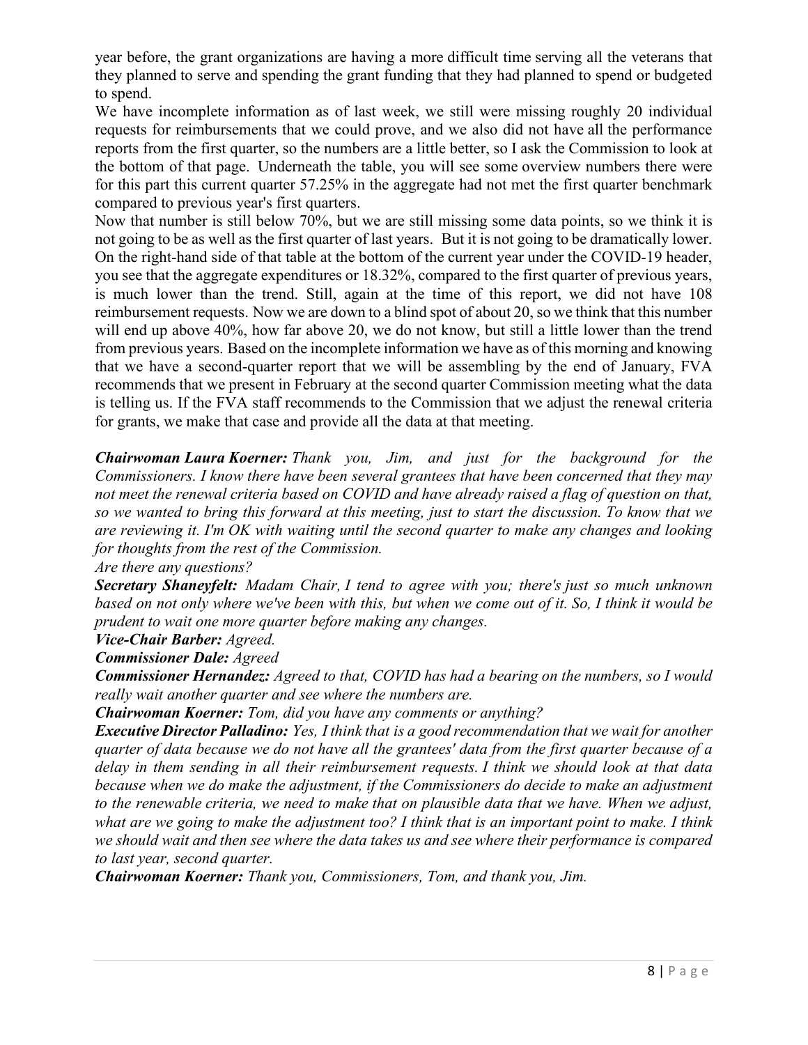year before, the grant organizations are having a more difficult time serving all the veterans that they planned to serve and spending the grant funding that they had planned to spend or budgeted to spend.

We have incomplete information as of last week, we still were missing roughly 20 individual requests for reimbursements that we could prove, and we also did not have all the performance reports from the first quarter, so the numbers are a little better, so I ask the Commission to look at the bottom of that page. Underneath the table, you will see some overview numbers there were for this part this current quarter 57.25% in the aggregate had not met the first quarter benchmark compared to previous year's first quarters.

Now that number is still below 70%, but we are still missing some data points, so we think it is not going to be as well as the first quarter of last years. But it is not going to be dramatically lower. On the right-hand side of that table at the bottom of the current year under the COVID-19 header, you see that the aggregate expenditures or 18.32%, compared to the first quarter of previous years, is much lower than the trend. Still, again at the time of this report, we did not have 108 reimbursement requests. Now we are down to a blind spot of about 20, so we think that this number will end up above 40%, how far above 20, we do not know, but still a little lower than the trend from previous years. Based on the incomplete information we have as of this morning and knowing that we have a second-quarter report that we will be assembling by the end of January, FVA recommends that we present in February at the second quarter Commission meeting what the data is telling us. If the FVA staff recommends to the Commission that we adjust the renewal criteria for grants, we make that case and provide all the data at that meeting.

***Chairwoman Laura Koerner:*** *Thank you, Jim, and just for the background for the Commissioners. I know there have been several grantees that have been concerned that they may not meet the renewal criteria based on COVID and have already raised a flag of question on that, so we wanted to bring this forward at this meeting, just to start the discussion. To know that we are reviewing it. I'm OK with waiting until the second quarter to make any changes and looking for thoughts from the rest of the Commission.*

*Are there any questions?*

***Secretary Shaneyfelt:*** *Madam Chair, I tend to agree with you; there's just so much unknown based on not only where we've been with this, but when we come out of it. So, I think it would be prudent to wait one more quarter before making any changes.*

***Vice-Chair Barber:*** *Agreed.*

***Commissioner Dale:*** *Agreed*

***Commissioner Hernandez:*** *Agreed to that, COVID has had a bearing on the numbers, so I would really wait another quarter and see where the numbers are.*

***Chairwoman Koerner:*** *Tom, did you have any comments or anything?*

***Executive Director Palladino:*** *Yes, I think that is a good recommendation that we wait for another quarter of data because we do not have all the grantees' data from the first quarter because of a delay in them sending in all their reimbursement requests. I think we should look at that data because when we do make the adjustment, if the Commissioners do decide to make an adjustment to the renewable criteria, we need to make that on plausible data that we have. When we adjust, what are we going to make the adjustment too? I think that is an important point to make. I think we should wait and then see where the data takes us and see where their performance is compared to last year, second quarter.*

***Chairwoman Koerner:*** *Thank you, Commissioners, Tom, and thank you, Jim.*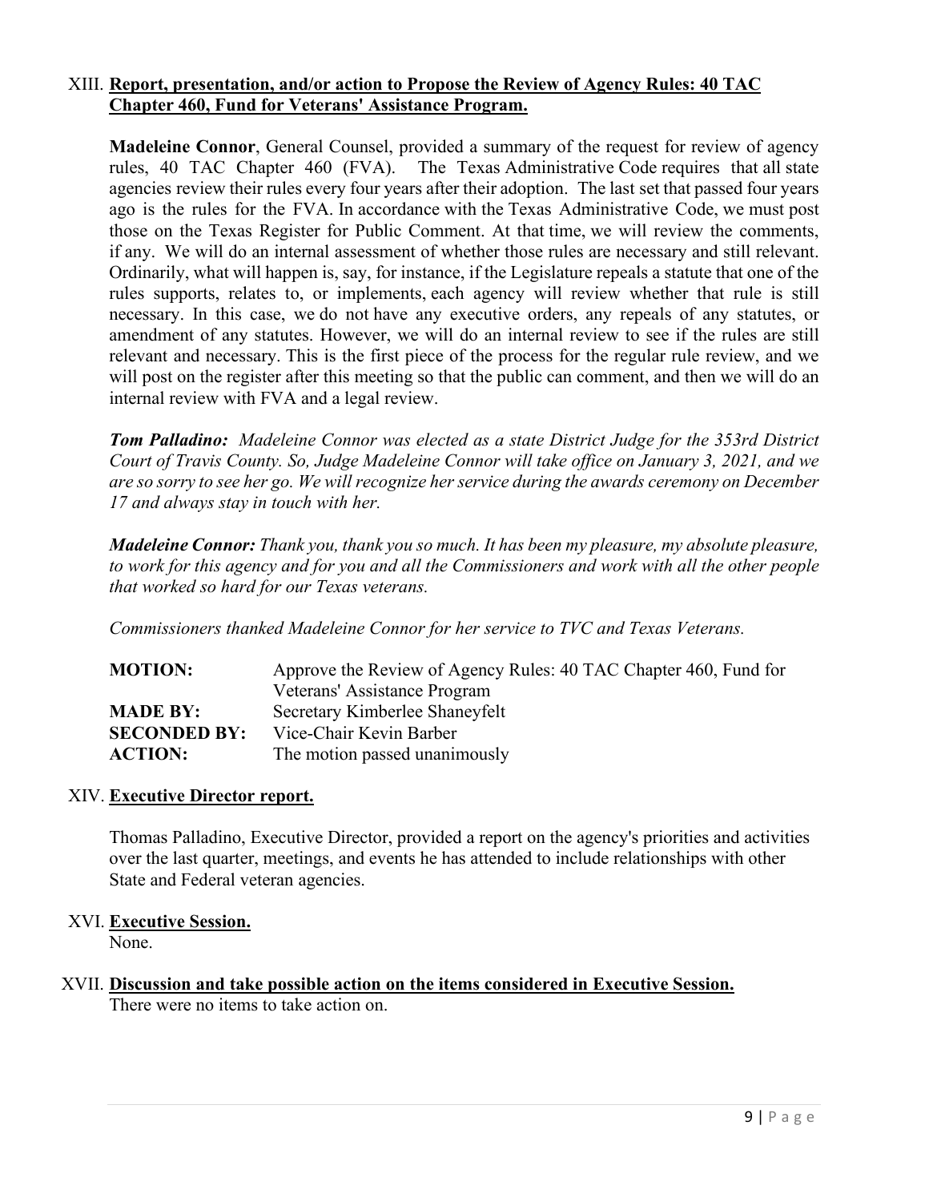XIII. **Report, presentation, and/or action to Propose the Review of Agency Rules: 40 TAC Chapter 460, Fund for Veterans' Assistance Program.**

**Madeleine Connor**, General Counsel, provided a summary of the request for review of agency rules, 40 TAC Chapter 460 (FVA). The Texas Administrative Code requires that all state agencies review their rules every four years after their adoption. The last set that passed four years ago is the rules for the FVA. In accordance with the Texas Administrative Code, we must post those on the Texas Register for Public Comment. At that time, we will review the comments, if any. We will do an internal assessment of whether those rules are necessary and still relevant. Ordinarily, what will happen is, say, for instance, if the Legislature repeals a statute that one of the rules supports, relates to, or implements, each agency will review whether that rule is still necessary. In this case, we do not have any executive orders, any repeals of any statutes, or amendment of any statutes. However, we will do an internal review to see if the rules are still relevant and necessary. This is the first piece of the process for the regular rule review, and we will post on the register after this meeting so that the public can comment, and then we will do an internal review with FVA and a legal review.

***Tom Palladino:*** *Madeleine Connor was elected as a state District Judge for the 353rd District Court of Travis County. So, Judge Madeleine Connor will take office on January 3, 2021, and we are so sorry to see her go. We will recognize her service during the awards ceremony on December 17 and always stay in touch with her.*

***Madeleine Connor:*** *Thank you, thank you so much. It has been my pleasure, my absolute pleasure, to work for this agency and for you and all the Commissioners and work with all the other people that worked so hard for our Texas veterans.*

*Commissioners thanked Madeleine Connor for her service to TVC and Texas Veterans.*

| | |
|---|---|
| **MOTION:** | Approve the Review of Agency Rules: 40 TAC Chapter 460, Fund for Veterans' Assistance Program |
| **MADE BY:** | Secretary Kimberlee Shaneyfelt |
| **SECONDED BY:** | Vice-Chair Kevin Barber |
| **ACTION:** | The motion passed unanimously |

XIV. **Executive Director report.**

Thomas Palladino, Executive Director, provided a report on the agency's priorities and activities over the last quarter, meetings, and events he has attended to include relationships with other State and Federal veteran agencies.

XVI. **Executive Session.**
None.

XVII. **Discussion and take possible action on the items considered in Executive Session.**
There were no items to take action on.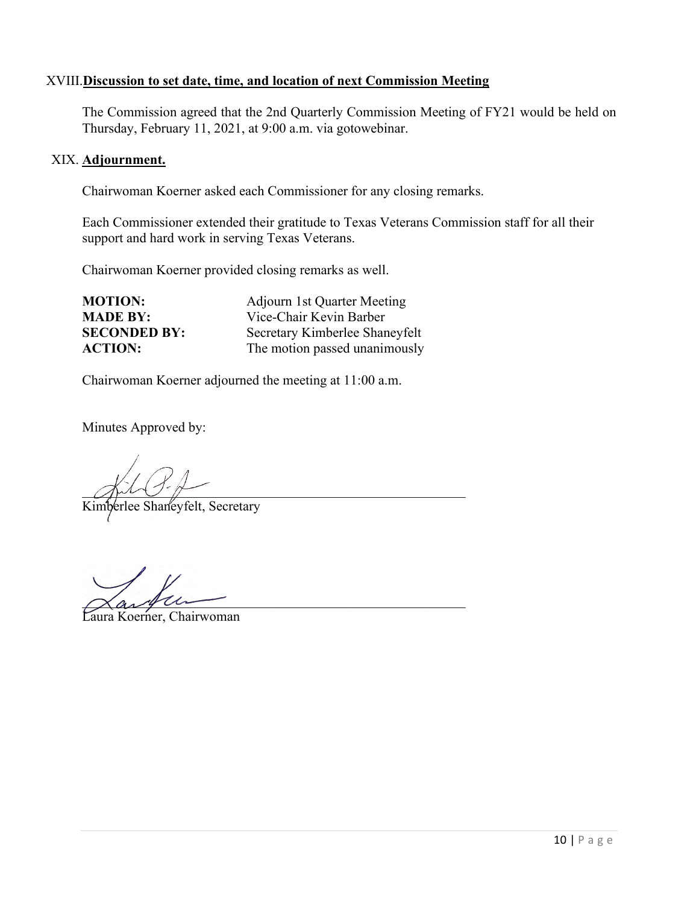## XVIII. Discussion to set date, time, and location of next Commission Meeting

The Commission agreed that the 2nd Quarterly Commission Meeting of FY21 would be held on Thursday, February 11, 2021, at 9:00 a.m. via gotowebinar.

## XIX. Adjournment.

Chairwoman Koerner asked each Commissioner for any closing remarks.

Each Commissioner extended their gratitude to Texas Veterans Commission staff for all their support and hard work in serving Texas Veterans.

Chairwoman Koerner provided closing remarks as well.

| | |
|---|---|
| **MOTION:** | Adjourn 1st Quarter Meeting |
| **MADE BY:** | Vice-Chair Kevin Barber |
| **SECONDED BY:** | Secretary Kimberlee Shaneyfelt |
| **ACTION:** | The motion passed unanimously |

Chairwoman Koerner adjourned the meeting at 11:00 a.m.

Minutes Approved by:

\_\_\_\_\_\_\_\_\_\_\_\_\_\_\_\_\_\_\_\_\_\_\_\_\_\_\_\_\_\_\_\_\_\_\_\_\_\_\_\_\_\_

Kimberlee Shaneyfelt, Secretary

\_\_\_\_\_\_\_\_\_\_\_\_\_\_\_\_\_\_\_\_\_\_\_\_\_\_\_\_\_\_\_\_\_\_\_\_\_\_\_\_\_\_

Laura Koerner, Chairwoman